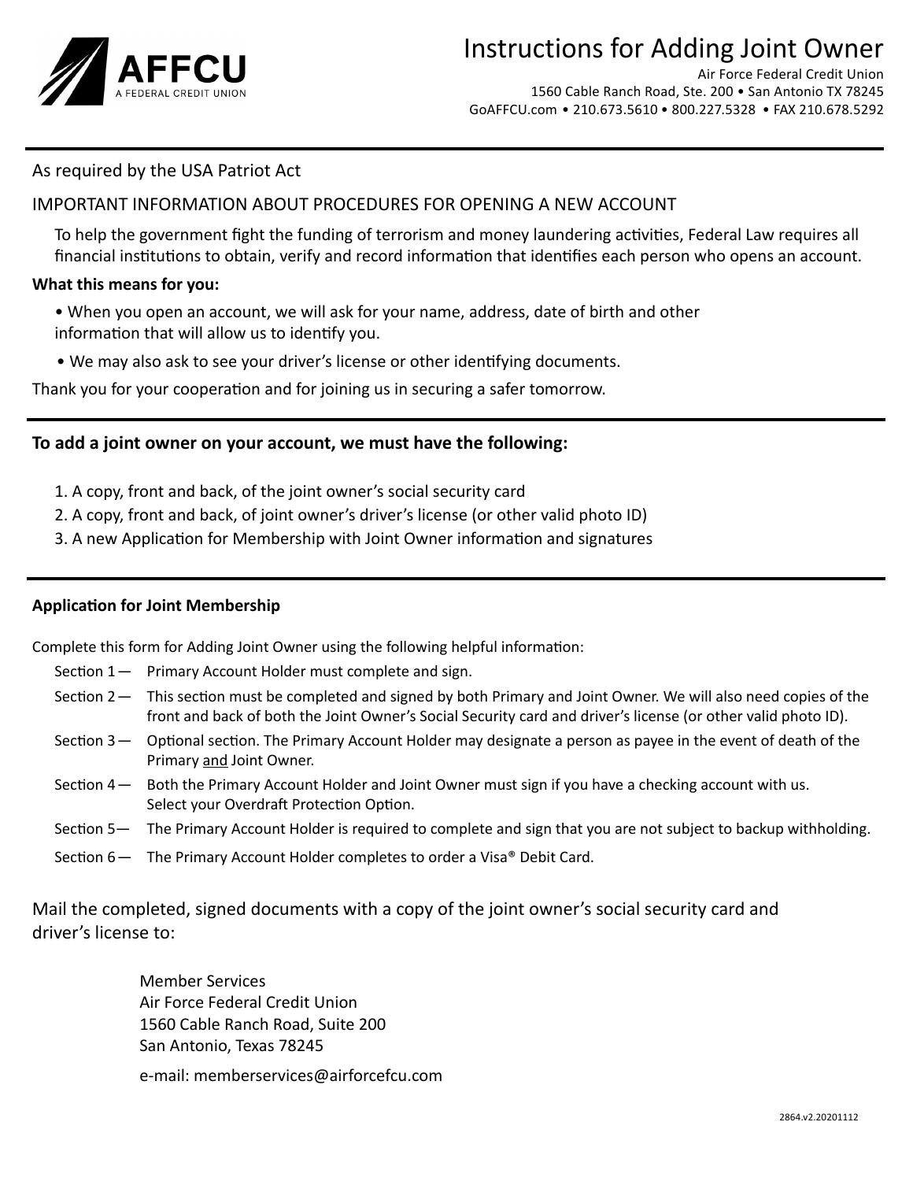AFFCU
A FEDERAL CREDIT UNION

# Instructions for Adding Joint Owner

Air Force Federal Credit Union
1560 Cable Ranch Road, Ste. 200 • San Antonio TX 78245
GoAFFCU.com • 210.673.5610 • 800.227.5328 • FAX 210.678.5292

---

As required by the USA Patriot Act

IMPORTANT INFORMATION ABOUT PROCEDURES FOR OPENING A NEW ACCOUNT

To help the government fight the funding of terrorism and money laundering activities, Federal Law requires all financial institutions to obtain, verify and record information that identifies each person who opens an account.

**What this means for you:**

- When you open an account, we will ask for your name, address, date of birth and other information that will allow us to identify you.
- We may also ask to see your driver's license or other identifying documents.

Thank you for your cooperation and for joining us in securing a safer tomorrow.

---

**To add a joint owner on your account, we must have the following:**

1. A copy, front and back, of the joint owner's social security card
2. A copy, front and back, of joint owner's driver's license (or other valid photo ID)
3. A new Application for Membership with Joint Owner information and signatures

---

**Application for Joint Membership**

Complete this form for Adding Joint Owner using the following helpful information:

- Section 1 — Primary Account Holder must complete and sign.
- Section 2 — This section must be completed and signed by both Primary and Joint Owner. We will also need copies of the front and back of both the Joint Owner's Social Security card and driver's license (or other valid photo ID).
- Section 3 — Optional section. The Primary Account Holder may designate a person as payee in the event of death of the Primary and Joint Owner.
- Section 4 — Both the Primary Account Holder and Joint Owner must sign if you have a checking account with us. Select your Overdraft Protection Option.
- Section 5 — The Primary Account Holder is required to complete and sign that you are not subject to backup withholding.
- Section 6 — The Primary Account Holder completes to order a Visa® Debit Card.

Mail the completed, signed documents with a copy of the joint owner's social security card and driver's license to:

Member Services
Air Force Federal Credit Union
1560 Cable Ranch Road, Suite 200
San Antonio, Texas 78245

e-mail: memberservices@airforcefcu.com

2864.v2.20201112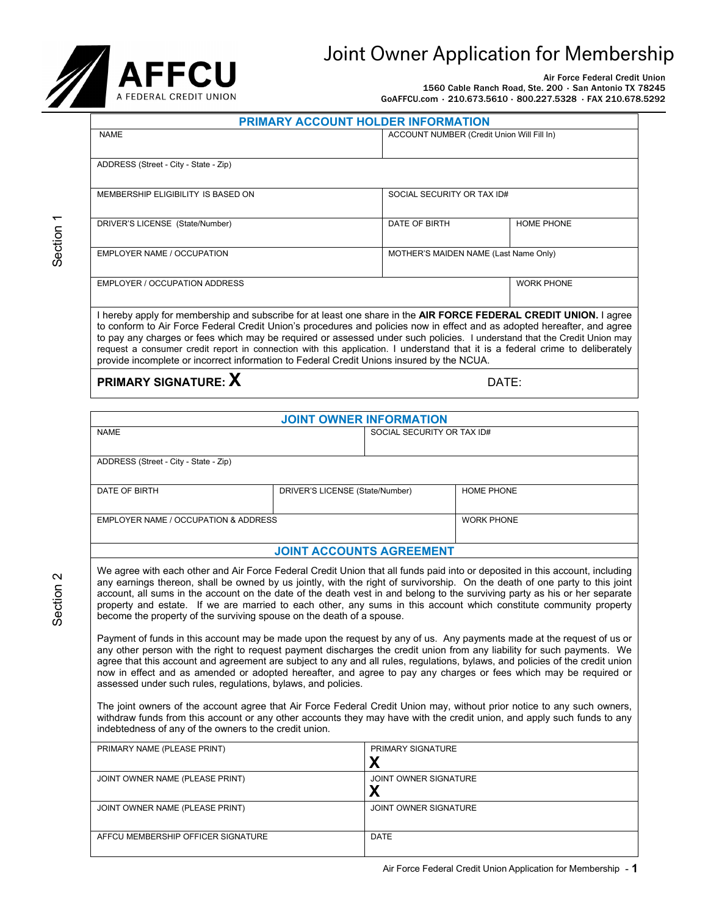# Joint Owner Application for Membership

**AFFCU**
A FEDERAL CREDIT UNION

**Air Force Federal Credit Union**
**1560 Cable Ranch Road, Ste. 200 · San Antonio TX 78245**
**GoAFFCU.com · 210.673.5610 · 800.227.5328 · FAX 210.678.5292**

Section 1

## PRIMARY ACCOUNT HOLDER INFORMATION

| | | |
|---|---|---|
| NAME | ACCOUNT NUMBER (Credit Union Will Fill In) | |
| ADDRESS (Street - City - State - Zip) | | |
| MEMBERSHIP ELIGIBILITY IS BASED ON | SOCIAL SECURITY OR TAX ID# | |
| DRIVER'S LICENSE (State/Number) | DATE OF BIRTH | HOME PHONE |
| EMPLOYER NAME / OCCUPATION | MOTHER'S MAIDEN NAME (Last Name Only) | |
| EMPLOYER / OCCUPATION ADDRESS | | WORK PHONE |

I hereby apply for membership and subscribe for at least one share in the **AIR FORCE FEDERAL CREDIT UNION.** I agree to conform to Air Force Federal Credit Union's procedures and policies now in effect and as adopted hereafter, and agree to pay any charges or fees which may be required or assessed under such policies. I understand that the Credit Union may request a consumer credit report in connection with this application. I understand that it is a federal crime to deliberately provide incomplete or incorrect information to Federal Credit Unions insured by the NCUA.

**PRIMARY SIGNATURE: X** DATE:

Section 2

## JOINT OWNER INFORMATION

| | | |
|---|---|---|
| NAME | SOCIAL SECURITY OR TAX ID# | |
| ADDRESS (Street - City - State - Zip) | | |
| DATE OF BIRTH | DRIVER'S LICENSE (State/Number) | HOME PHONE |
| EMPLOYER NAME / OCCUPATION & ADDRESS | | WORK PHONE |

## JOINT ACCOUNTS AGREEMENT

We agree with each other and Air Force Federal Credit Union that all funds paid into or deposited in this account, including any earnings thereon, shall be owned by us jointly, with the right of survivorship. On the death of one party to this joint account, all sums in the account on the date of the death vest in and belong to the surviving party as his or her separate property and estate. If we are married to each other, any sums in this account which constitute community property become the property of the surviving spouse on the death of a spouse.

Payment of funds in this account may be made upon the request by any of us. Any payments made at the request of us or any other person with the right to request payment discharges the credit union from any liability for such payments. We agree that this account and agreement are subject to any and all rules, regulations, bylaws, and policies of the credit union now in effect and as amended or adopted hereafter, and agree to pay any charges or fees which may be required or assessed under such rules, regulations, bylaws, and policies.

The joint owners of the account agree that Air Force Federal Credit Union may, without prior notice to any such owners, withdraw funds from this account or any other accounts they may have with the credit union, and apply such funds to any indebtedness of any of the owners to the credit union.

| | |
|---|---|
| PRIMARY NAME (PLEASE PRINT) | PRIMARY SIGNATURE X |
| JOINT OWNER NAME (PLEASE PRINT) | JOINT OWNER SIGNATURE X |
| JOINT OWNER NAME (PLEASE PRINT) | JOINT OWNER SIGNATURE |
| AFFCU MEMBERSHIP OFFICER SIGNATURE | DATE |

Air Force Federal Credit Union Application for Membership - **1**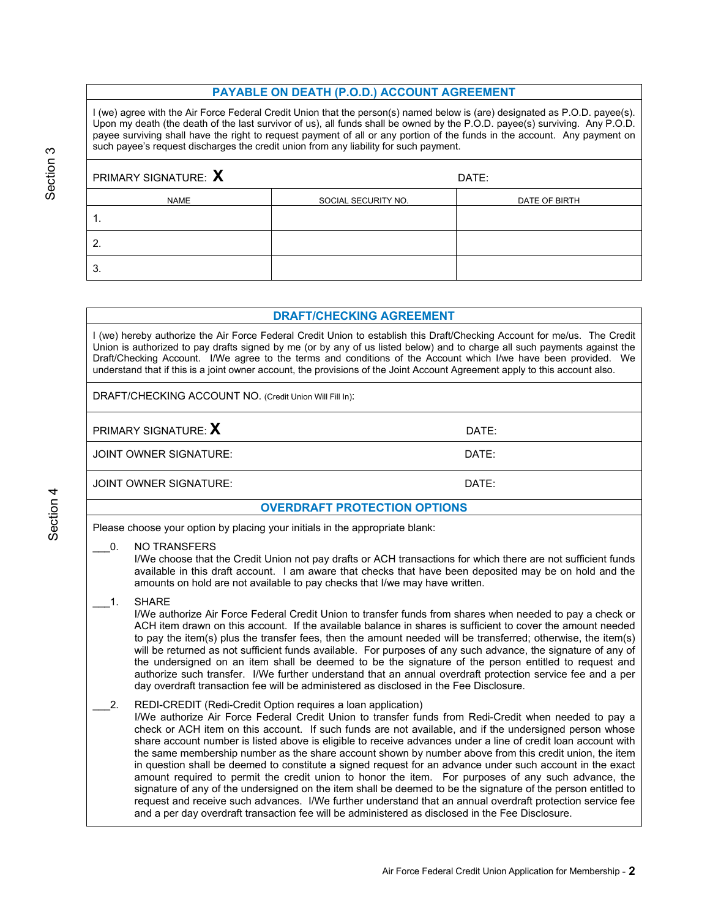Section 3

## PAYABLE ON DEATH (P.O.D.) ACCOUNT AGREEMENT

I (we) agree with the Air Force Federal Credit Union that the person(s) named below is (are) designated as P.O.D. payee(s). Upon my death (the death of the last survivor of us), all funds shall be owned by the P.O.D. payee(s) surviving. Any P.O.D. payee surviving shall have the right to request payment of all or any portion of the funds in the account. Any payment on such payee's request discharges the credit union from any liability for such payment.

PRIMARY SIGNATURE: **X** DATE:

| NAME | SOCIAL SECURITY NO. | DATE OF BIRTH |
|---|---|---|
| 1. | | |
| 2. | | |
| 3. | | |

Section 4

## DRAFT/CHECKING AGREEMENT

I (we) hereby authorize the Air Force Federal Credit Union to establish this Draft/Checking Account for me/us. The Credit Union is authorized to pay drafts signed by me (or by any of us listed below) and to charge all such payments against the Draft/Checking Account. I/We agree to the terms and conditions of the Account which I/we have been provided. We understand that if this is a joint owner account, the provisions of the Joint Account Agreement apply to this account also.

DRAFT/CHECKING ACCOUNT NO. (Credit Union Will Fill In):

PRIMARY SIGNATURE: **X** DATE:

JOINT OWNER SIGNATURE: DATE:

JOINT OWNER SIGNATURE: DATE:

## OVERDRAFT PROTECTION OPTIONS

Please choose your option by placing your initials in the appropriate blank:

___0. NO TRANSFERS
I/We choose that the Credit Union not pay drafts or ACH transactions for which there are not sufficient funds available in this draft account. I am aware that checks that have been deposited may be on hold and the amounts on hold are not available to pay checks that I/we may have written.

___1. SHARE
I/We authorize Air Force Federal Credit Union to transfer funds from shares when needed to pay a check or ACH item drawn on this account. If the available balance in shares is sufficient to cover the amount needed to pay the item(s) plus the transfer fees, then the amount needed will be transferred; otherwise, the item(s) will be returned as not sufficient funds available. For purposes of any such advance, the signature of any of the undersigned on an item shall be deemed to be the signature of the person entitled to request and authorize such transfer. I/We further understand that an annual overdraft protection service fee and a per day overdraft transaction fee will be administered as disclosed in the Fee Disclosure.

___2. REDI-CREDIT (Redi-Credit Option requires a loan application)
I/We authorize Air Force Federal Credit Union to transfer funds from Redi-Credit when needed to pay a check or ACH item on this account. If such funds are not available, and if the undersigned person whose share account number is listed above is eligible to receive advances under a line of credit loan account with the same membership number as the share account shown by number above from this credit union, the item in question shall be deemed to constitute a signed request for an advance under such account in the exact amount required to permit the credit union to honor the item. For purposes of any such advance, the signature of any of the undersigned on the item shall be deemed to be the signature of the person entitled to request and receive such advances. I/We further understand that an annual overdraft protection service fee and a per day overdraft transaction fee will be administered as disclosed in the Fee Disclosure.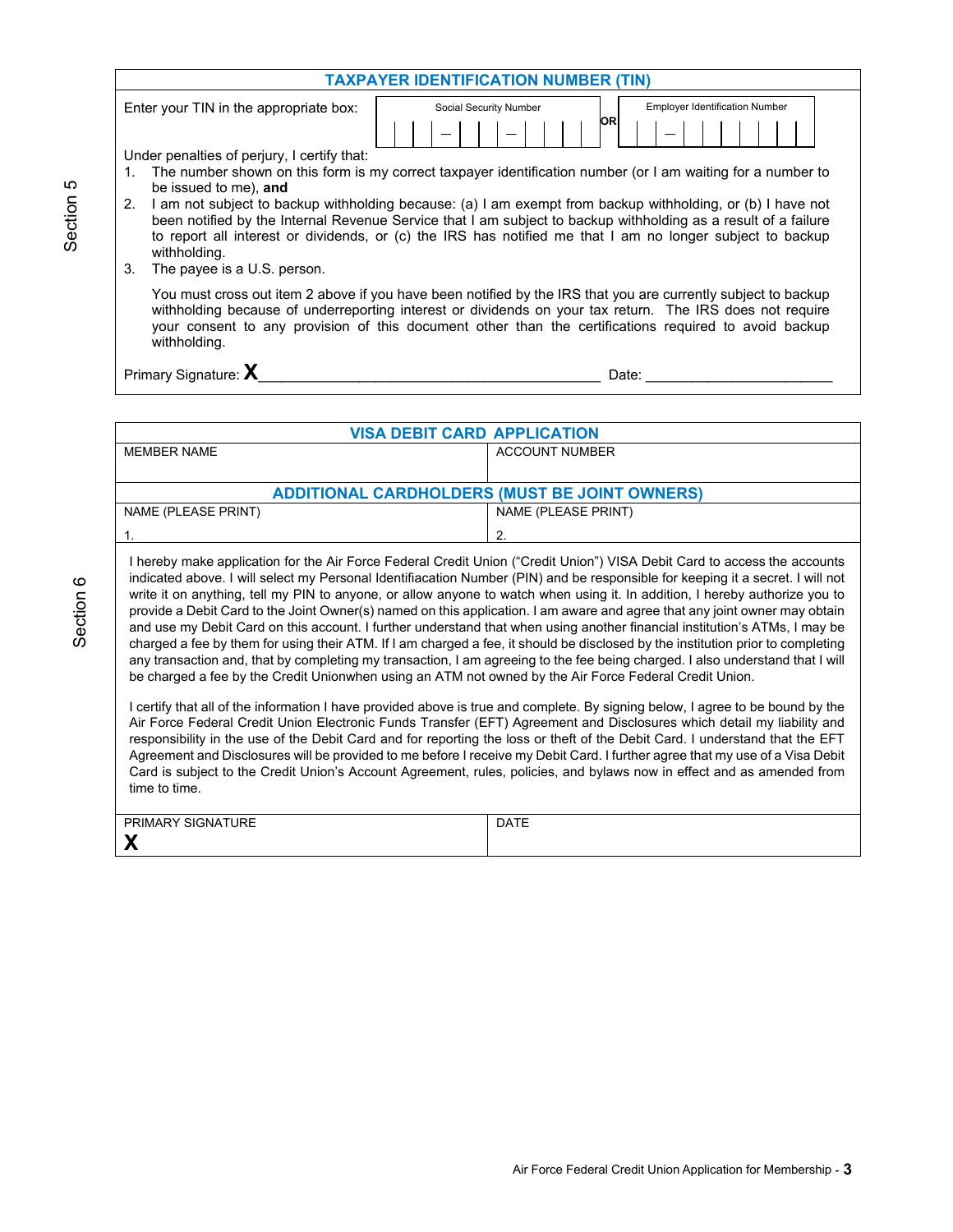Section 5

## TAXPAYER IDENTIFICATION NUMBER (TIN)

Enter your TIN in the appropriate box:

| Social Security Number | | Employer Identification Number |
| --- | --- | --- |
| ___ – __ – ____ | OR | __ – _______ |

Under penalties of perjury, I certify that:

1. The number shown on this form is my correct taxpayer identification number (or I am waiting for a number to be issued to me), **and**
2. I am not subject to backup withholding because: (a) I am exempt from backup withholding, or (b) I have not been notified by the Internal Revenue Service that I am subject to backup withholding as a result of a failure to report all interest or dividends, or (c) the IRS has notified me that I am no longer subject to backup withholding.
3. The payee is a U.S. person.

You must cross out item 2 above if you have been notified by the IRS that you are currently subject to backup withholding because of underreporting interest or dividends on your tax return. The IRS does not require your consent to any provision of this document other than the certifications required to avoid backup withholding.

Primary Signature: **X**__________________________________________ Date: _______________________

Section 6

## VISA DEBIT CARD APPLICATION

| MEMBER NAME | ACCOUNT NUMBER |
| --- | --- |
| | |

### ADDITIONAL CARDHOLDERS (MUST BE JOINT OWNERS)

| NAME (PLEASE PRINT) | NAME (PLEASE PRINT) |
| --- | --- |
| 1. | 2. |

I hereby make application for the Air Force Federal Credit Union ("Credit Union") VISA Debit Card to access the accounts indicated above. I will select my Personal Identifiacation Number (PIN) and be responsible for keeping it a secret. I will not write it on anything, tell my PIN to anyone, or allow anyone to watch when using it. In addition, I hereby authorize you to provide a Debit Card to the Joint Owner(s) named on this application. I am aware and agree that any joint owner may obtain and use my Debit Card on this account. I further understand that when using another financial institution's ATMs, I may be charged a fee by them for using their ATM. If I am charged a fee, it should be disclosed by the institution prior to completing any transaction and, that by completing my transaction, I am agreeing to the fee being charged. I also understand that I will be charged a fee by the Credit Unionwhen using an ATM not owned by the Air Force Federal Credit Union.

I certify that all of the information I have provided above is true and complete. By signing below, I agree to be bound by the Air Force Federal Credit Union Electronic Funds Transfer (EFT) Agreement and Disclosures which detail my liability and responsibility in the use of the Debit Card and for reporting the loss or theft of the Debit Card. I understand that the EFT Agreement and Disclosures will be provided to me before I receive my Debit Card. I further agree that my use of a Visa Debit Card is subject to the Credit Union's Account Agreement, rules, policies, and bylaws now in effect and as amended from time to time.

| PRIMARY SIGNATURE | DATE |
| --- | --- |
| **X** | |

Air Force Federal Credit Union Application for Membership